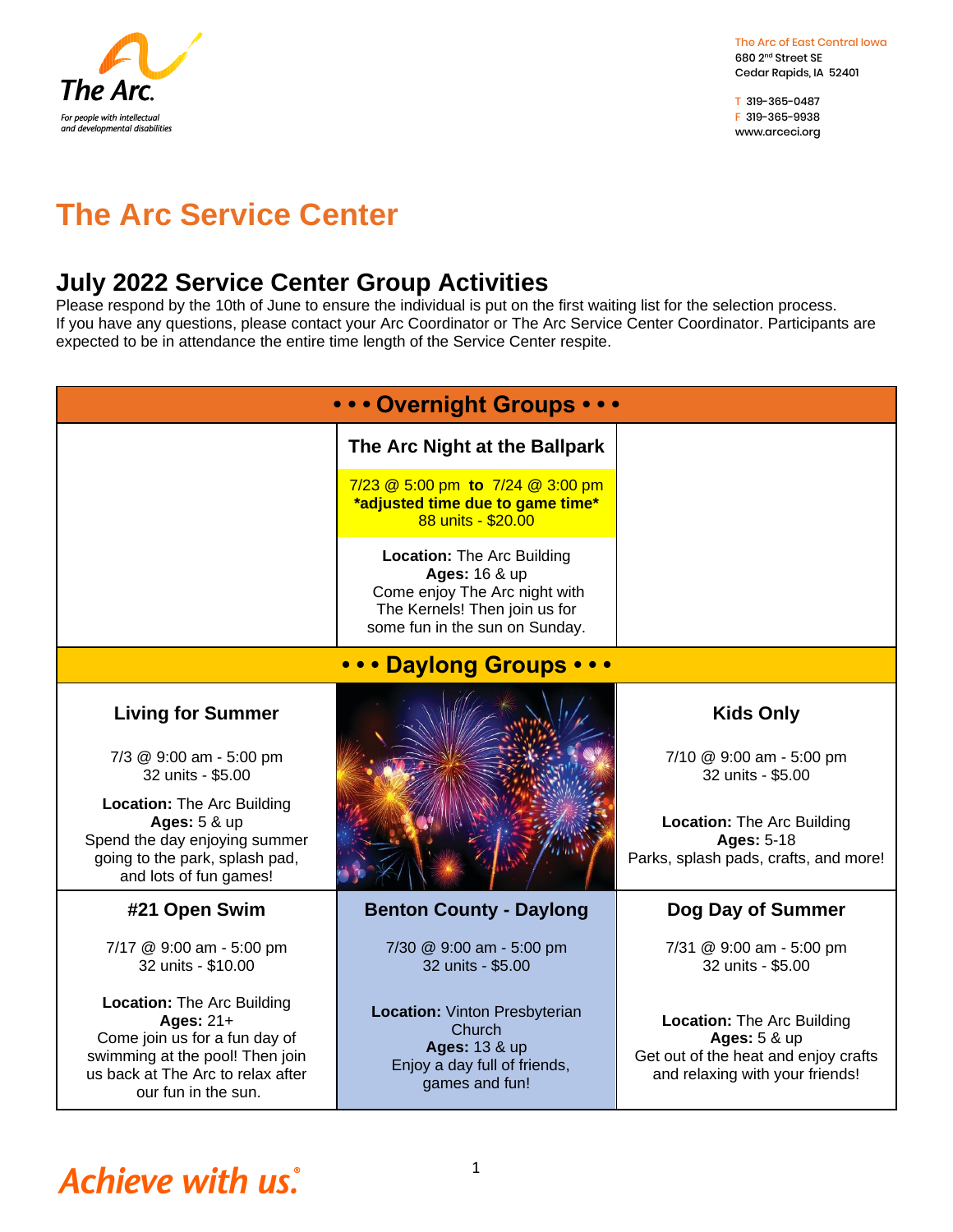The Arc.

*For people with intellectual and developmental disabilities*

The Arc of East Central Iowa
680 2nd Street SE
Cedar Rapids, IA 52401

T 319-365-0487
F 319-365-9938
www.arceci.org

# The Arc Service Center

## July 2022 Service Center Group Activities

Please respond by the 10th of June to ensure the individual is put on the first waiting list for the selection process. If you have any questions, please contact your Arc Coordinator or The Arc Service Center Coordinator. Participants are expected to be in attendance the entire time length of the Service Center respite.

### • • • Overnight Groups • • •

**The Arc Night at the Ballpark**

7/23 @ 5:00 pm **to** 7/24 @ 3:00 pm
***adjusted time due to game time***
88 units - $20.00

**Location:** The Arc Building
**Ages:** 16 & up
Come enjoy The Arc night with The Kernels! Then join us for some fun in the sun on Sunday.

### • • • Daylong Groups • • •

| Living for Summer | | Kids Only |
|---|---|---|
| 7/3 @ 9:00 am - 5:00 pm<br>32 units - $5.00 | | 7/10 @ 9:00 am - 5:00 pm<br>32 units - $5.00 |
| **Location:** The Arc Building<br>**Ages:** 5 & up<br>Spend the day enjoying summer going to the park, splash pad, and lots of fun games! | | **Location:** The Arc Building<br>**Ages:** 5-18<br>Parks, splash pads, crafts, and more! |

| #21 Open Swim | Benton County - Daylong | Dog Day of Summer |
|---|---|---|
| 7/17 @ 9:00 am - 5:00 pm<br>32 units - $10.00 | 7/30 @ 9:00 am - 5:00 pm<br>32 units - $5.00 | 7/31 @ 9:00 am - 5:00 pm<br>32 units - $5.00 |
| **Location:** The Arc Building<br>**Ages:** 21+<br>Come join us for a fun day of swimming at the pool! Then join us back at The Arc to relax after our fun in the sun. | **Location:** Vinton Presbyterian Church<br>**Ages:** 13 & up<br>Enjoy a day full of friends, games and fun! | **Location:** The Arc Building<br>**Ages:** 5 & up<br>Get out of the heat and enjoy crafts and relaxing with your friends! |

*Achieve with us.*®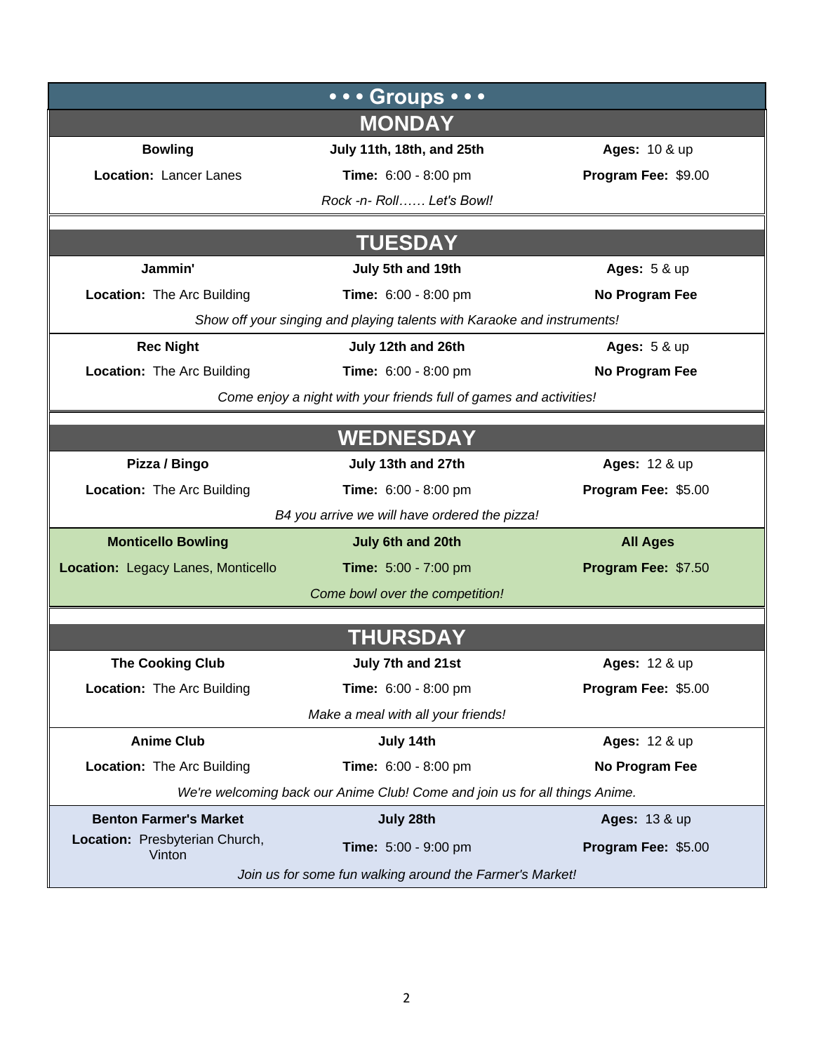# • • • Groups • • •

## MONDAY

| **Bowling** | **July 11th, 18th, and 25th** | **Ages:** 10 & up |
|---|---|---|
| **Location:** Lancer Lanes | **Time:** 6:00 - 8:00 pm | **Program Fee:** $9.00 |

*Rock -n- Roll…… Let's Bowl!*

## TUESDAY

| **Jammin'** | **July 5th and 19th** | **Ages:** 5 & up |
|---|---|---|
| **Location:** The Arc Building | **Time:** 6:00 - 8:00 pm | **No Program Fee** |

*Show off your singing and playing talents with Karaoke and instruments!*

| **Rec Night** | **July 12th and 26th** | **Ages:** 5 & up |
|---|---|---|
| **Location:** The Arc Building | **Time:** 6:00 - 8:00 pm | **No Program Fee** |

*Come enjoy a night with your friends full of games and activities!*

## WEDNESDAY

| **Pizza / Bingo** | **July 13th and 27th** | **Ages:** 12 & up |
|---|---|---|
| **Location:** The Arc Building | **Time:** 6:00 - 8:00 pm | **Program Fee:** $5.00 |

*B4 you arrive we will have ordered the pizza!*

| **Monticello Bowling** | **July 6th and 20th** | **All Ages** |
|---|---|---|
| **Location:** Legacy Lanes, Monticello | **Time:** 5:00 - 7:00 pm | **Program Fee:** $7.50 |

*Come bowl over the competition!*

## THURSDAY

| **The Cooking Club** | **July 7th and 21st** | **Ages:** 12 & up |
|---|---|---|
| **Location:** The Arc Building | **Time:** 6:00 - 8:00 pm | **Program Fee:** $5.00 |

*Make a meal with all your friends!*

| **Anime Club** | **July 14th** | **Ages:** 12 & up |
|---|---|---|
| **Location:** The Arc Building | **Time:** 6:00 - 8:00 pm | **No Program Fee** |

*We're welcoming back our Anime Club! Come and join us for all things Anime.*

| **Benton Farmer's Market** | **July 28th** | **Ages:** 13 & up |
|---|---|---|
| **Location:** Presbyterian Church, Vinton | **Time:** 5:00 - 9:00 pm | **Program Fee:** $5.00 |

*Join us for some fun walking around the Farmer's Market!*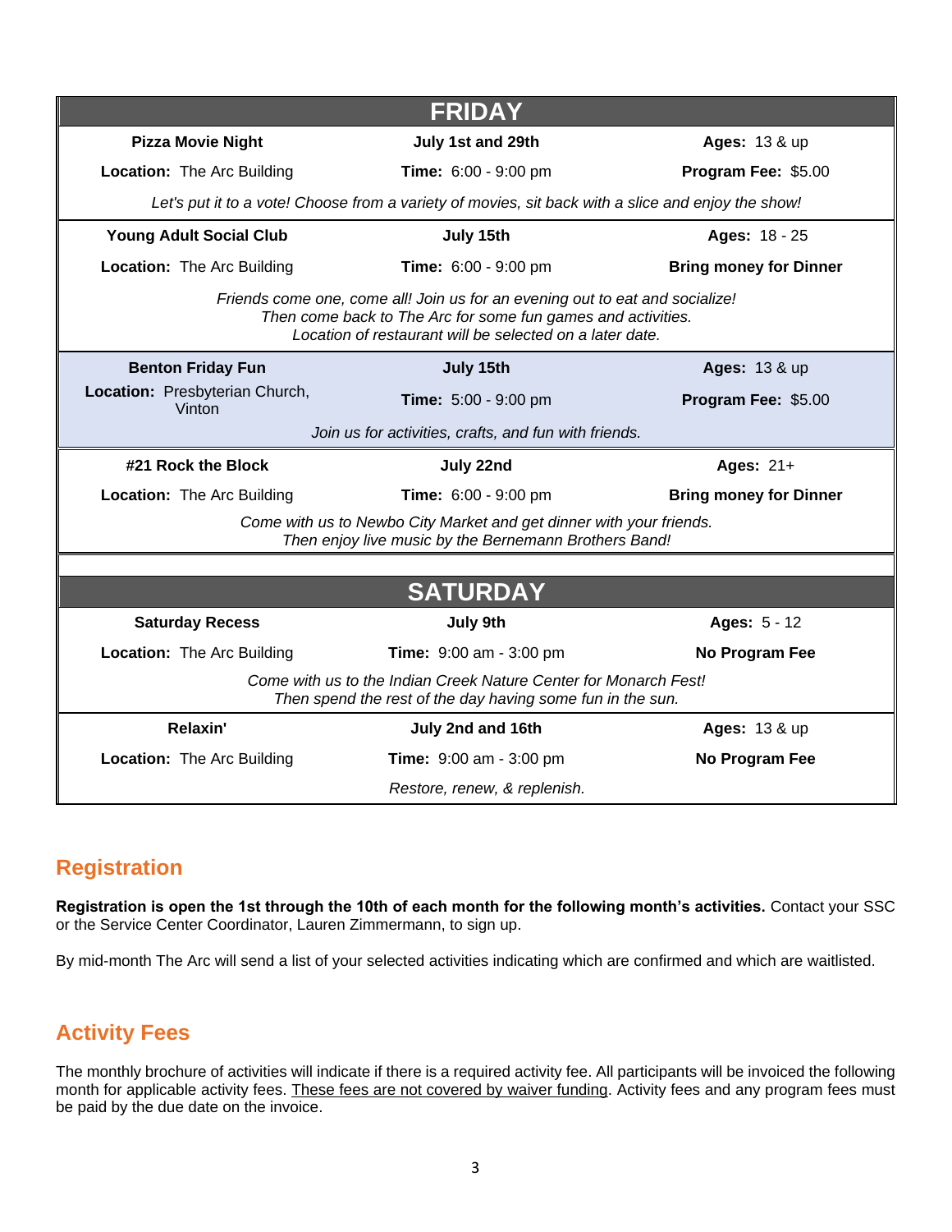## FRIDAY

| | | |
|---|---|---|
| **Pizza Movie Night** | **July 1st and 29th** | **Ages:** 13 & up |
| **Location:** The Arc Building | **Time:** 6:00 - 9:00 pm | **Program Fee:** $5.00 |

*Let's put it to a vote! Choose from a variety of movies, sit back with a slice and enjoy the show!*

| | | |
|---|---|---|
| **Young Adult Social Club** | **July 15th** | **Ages:** 18 - 25 |
| **Location:** The Arc Building | **Time:** 6:00 - 9:00 pm | **Bring money for Dinner** |

*Friends come one, come all! Join us for an evening out to eat and socialize! Then come back to The Arc for some fun games and activities. Location of restaurant will be selected on a later date.*

| | | |
|---|---|---|
| **Benton Friday Fun** | **July 15th** | **Ages:** 13 & up |
| **Location:** Presbyterian Church, Vinton | **Time:** 5:00 - 9:00 pm | **Program Fee:** $5.00 |

*Join us for activities, crafts, and fun with friends.*

| | | |
|---|---|---|
| **#21 Rock the Block** | **July 22nd** | **Ages:** 21+ |
| **Location:** The Arc Building | **Time:** 6:00 - 9:00 pm | **Bring money for Dinner** |

*Come with us to Newbo City Market and get dinner with your friends. Then enjoy live music by the Bernemann Brothers Band!*

## SATURDAY

| | | |
|---|---|---|
| **Saturday Recess** | **July 9th** | **Ages:** 5 - 12 |
| **Location:** The Arc Building | **Time:** 9:00 am - 3:00 pm | **No Program Fee** |

*Come with us to the Indian Creek Nature Center for Monarch Fest! Then spend the rest of the day having some fun in the sun.*

| | | |
|---|---|---|
| **Relaxin'** | **July 2nd and 16th** | **Ages:** 13 & up |
| **Location:** The Arc Building | **Time:** 9:00 am - 3:00 pm | **No Program Fee** |

*Restore, renew, & replenish.*

## Registration

**Registration is open the 1st through the 10th of each month for the following month's activities.** Contact your SSC or the Service Center Coordinator, Lauren Zimmermann, to sign up.

By mid-month The Arc will send a list of your selected activities indicating which are confirmed and which are waitlisted.

## Activity Fees

The monthly brochure of activities will indicate if there is a required activity fee. All participants will be invoiced the following month for applicable activity fees. These fees are not covered by waiver funding. Activity fees and any program fees must be paid by the due date on the invoice.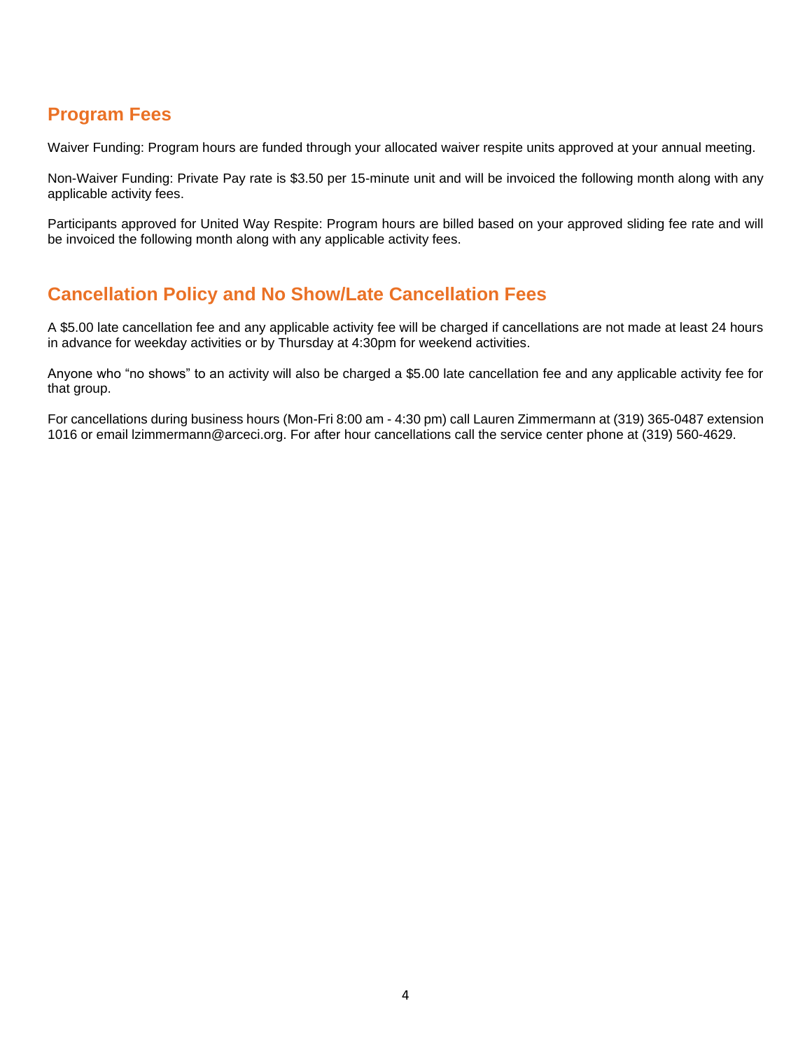## Program Fees

Waiver Funding: Program hours are funded through your allocated waiver respite units approved at your annual meeting.

Non-Waiver Funding: Private Pay rate is $3.50 per 15-minute unit and will be invoiced the following month along with any applicable activity fees.

Participants approved for United Way Respite: Program hours are billed based on your approved sliding fee rate and will be invoiced the following month along with any applicable activity fees.

## Cancellation Policy and No Show/Late Cancellation Fees

A $5.00 late cancellation fee and any applicable activity fee will be charged if cancellations are not made at least 24 hours in advance for weekday activities or by Thursday at 4:30pm for weekend activities.

Anyone who "no shows" to an activity will also be charged a $5.00 late cancellation fee and any applicable activity fee for that group.

For cancellations during business hours (Mon-Fri 8:00 am - 4:30 pm) call Lauren Zimmermann at (319) 365-0487 extension 1016 or email lzimmermann@arceci.org. For after hour cancellations call the service center phone at (319) 560-4629.